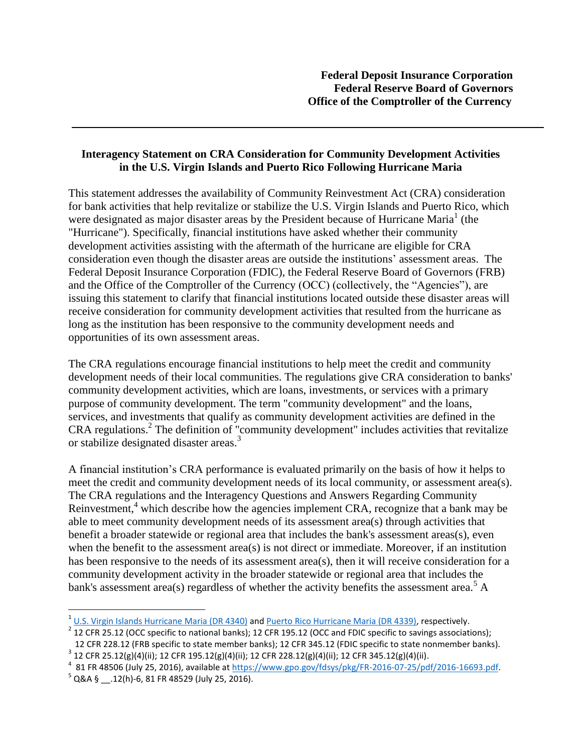**Federal Deposit Insurance Corporation**
**Federal Reserve Board of Governors**
**Office of the Comptroller of the Currency**

---

**Interagency Statement on CRA Consideration for Community Development Activities in the U.S. Virgin Islands and Puerto Rico Following Hurricane Maria**

This statement addresses the availability of Community Reinvestment Act (CRA) consideration for bank activities that help revitalize or stabilize the U.S. Virgin Islands and Puerto Rico, which were designated as major disaster areas by the President because of Hurricane Maria[1] (the "Hurricane"). Specifically, financial institutions have asked whether their community development activities assisting with the aftermath of the hurricane are eligible for CRA consideration even though the disaster areas are outside the institutions' assessment areas. The Federal Deposit Insurance Corporation (FDIC), the Federal Reserve Board of Governors (FRB) and the Office of the Comptroller of the Currency (OCC) (collectively, the "Agencies"), are issuing this statement to clarify that financial institutions located outside these disaster areas will receive consideration for community development activities that resulted from the hurricane as long as the institution has been responsive to the community development needs and opportunities of its own assessment areas.

The CRA regulations encourage financial institutions to help meet the credit and community development needs of their local communities. The regulations give CRA consideration to banks' community development activities, which are loans, investments, or services with a primary purpose of community development. The term "community development" and the loans, services, and investments that qualify as community development activities are defined in the CRA regulations.[2] The definition of "community development" includes activities that revitalize or stabilize designated disaster areas.[3]

A financial institution's CRA performance is evaluated primarily on the basis of how it helps to meet the credit and community development needs of its local community, or assessment area(s). The CRA regulations and the Interagency Questions and Answers Regarding Community Reinvestment,[4] which describe how the agencies implement CRA, recognize that a bank may be able to meet community development needs of its assessment area(s) through activities that benefit a broader statewide or regional area that includes the bank's assessment areas(s), even when the benefit to the assessment area(s) is not direct or immediate. Moreover, if an institution has been responsive to the needs of its assessment area(s), then it will receive consideration for a community development activity in the broader statewide or regional area that includes the bank's assessment area(s) regardless of whether the activity benefits the assessment area.[5] A

---

[1] U.S. Virgin Islands Hurricane Maria (DR 4340) and Puerto Rico Hurricane Maria (DR 4339), respectively.

[2] 12 CFR 25.12 (OCC specific to national banks); 12 CFR 195.12 (OCC and FDIC specific to savings associations); 12 CFR 228.12 (FRB specific to state member banks); 12 CFR 345.12 (FDIC specific to state nonmember banks).

[3] 12 CFR 25.12(g)(4)(ii); 12 CFR 195.12(g)(4)(ii); 12 CFR 228.12(g)(4)(ii); 12 CFR 345.12(g)(4)(ii).

[4] 81 FR 48506 (July 25, 2016), available at https://www.gpo.gov/fdsys/pkg/FR-2016-07-25/pdf/2016-16693.pdf.

[5] Q&A § __.12(h)-6, 81 FR 48529 (July 25, 2016).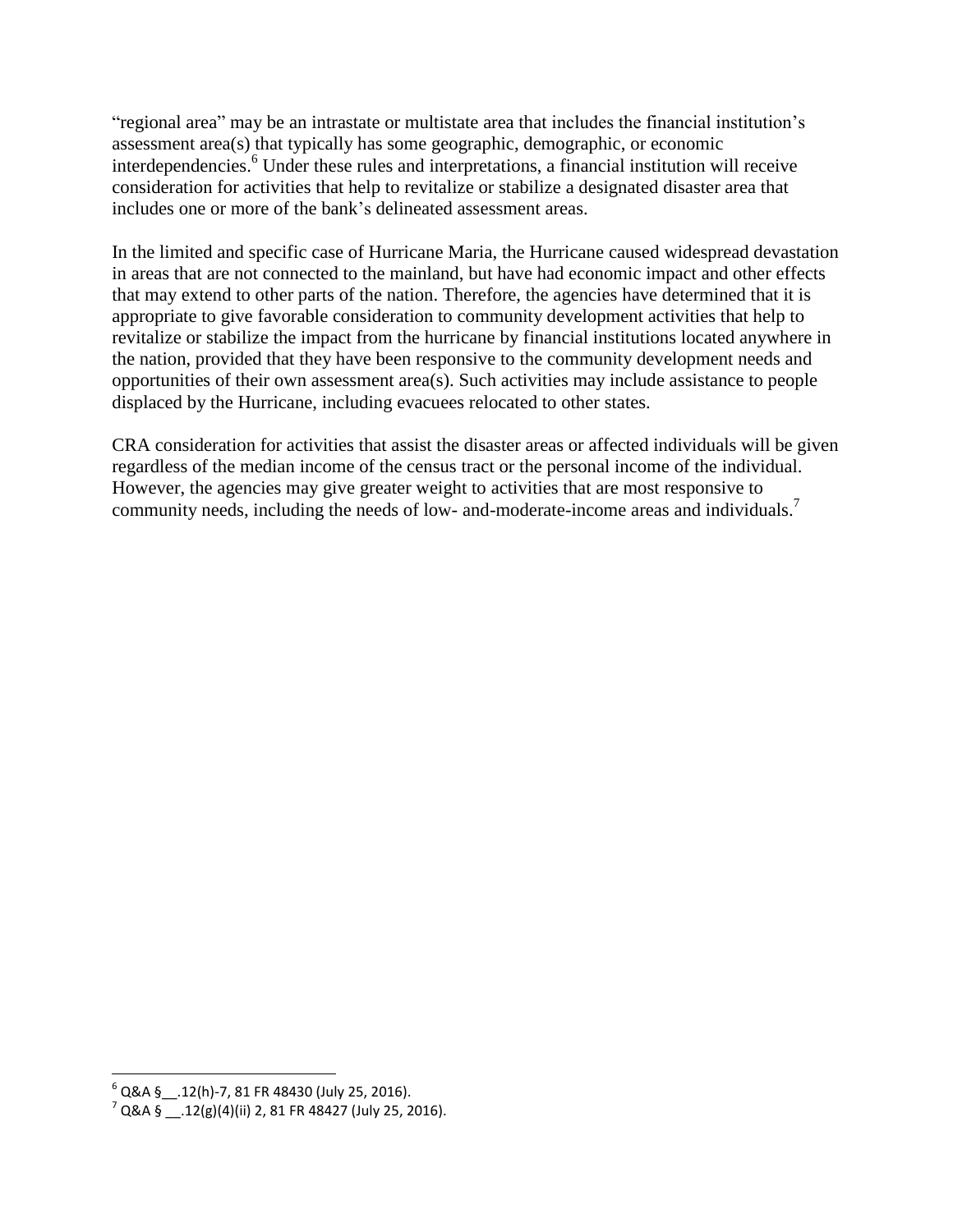“regional area” may be an intrastate or multistate area that includes the financial institution’s assessment area(s) that typically has some geographic, demographic, or economic interdependencies.[6] Under these rules and interpretations, a financial institution will receive consideration for activities that help to revitalize or stabilize a designated disaster area that includes one or more of the bank’s delineated assessment areas.

In the limited and specific case of Hurricane Maria, the Hurricane caused widespread devastation in areas that are not connected to the mainland, but have had economic impact and other effects that may extend to other parts of the nation. Therefore, the agencies have determined that it is appropriate to give favorable consideration to community development activities that help to revitalize or stabilize the impact from the hurricane by financial institutions located anywhere in the nation, provided that they have been responsive to the community development needs and opportunities of their own assessment area(s). Such activities may include assistance to people displaced by the Hurricane, including evacuees relocated to other states.

CRA consideration for activities that assist the disaster areas or affected individuals will be given regardless of the median income of the census tract or the personal income of the individual. However, the agencies may give greater weight to activities that are most responsive to community needs, including the needs of low- and-moderate-income areas and individuals.[7]

---

[6] Q&A §__.12(h)-7, 81 FR 48430 (July 25, 2016).

[7] Q&A § __.12(g)(4)(ii) 2, 81 FR 48427 (July 25, 2016).